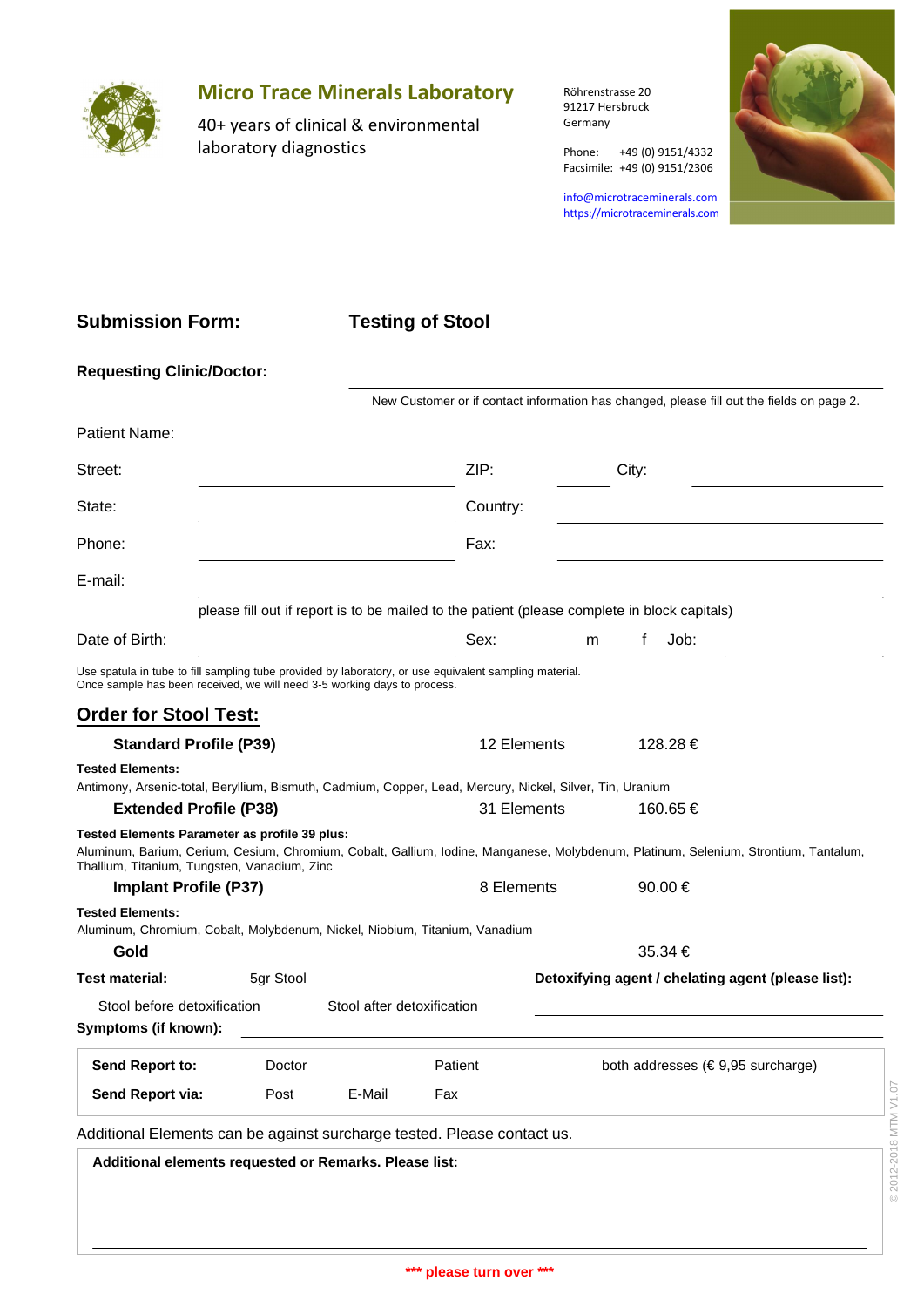## Micro Trace Minerals Laboratory

40+ years of clinical & environmental laboratory diagnostics

Röhrenstrasse 20
91217 Hersbruck
Germany

Phone: +49 (0) 9151/4332
Facsimile: +49 (0) 9151/2306

info@microtraceminerals.com
https://microtraceminerals.com

## Submission Form: Testing of Stool

**Requesting Clinic/Doctor:** ______________________

New Customer or if contact information has changed, please fill out the fields on page 2.

Patient Name:

Street: ______________ ZIP: ________ City: ______________

State: ______________ Country: ______________

Phone: ______________ Fax: ______________

E-mail:

please fill out if report is to be mailed to the patient (please complete in block capitals)

Date of Birth: Sex: m f Job:

Use spatula in tube to fill sampling tube provided by laboratory, or use equivalent sampling material.
Once sample has been received, we will need 3-5 working days to process.

## Order for Stool Test:

**Standard Profile (P39)** 12 Elements 128.28 €

**Tested Elements:**
Antimony, Arsenic-total, Beryllium, Bismuth, Cadmium, Copper, Lead, Mercury, Nickel, Silver, Tin, Uranium

**Extended Profile (P38)** 31 Elements 160.65 €

**Tested Elements Parameter as profile 39 plus:**
Aluminum, Barium, Cerium, Cesium, Chromium, Cobalt, Gallium, Iodine, Manganese, Molybdenum, Platinum, Selenium, Strontium, Tantalum, Thallium, Titanium, Tungsten, Vanadium, Zinc

**Implant Profile (P37)** 8 Elements 90.00 €

**Tested Elements:**
Aluminum, Chromium, Cobalt, Molybdenum, Nickel, Niobium, Titanium, Vanadium

**Gold** 35.34 €

**Test material:** 5gr Stool

Stool before detoxification    Stool after detoxification

**Detoxifying agent / chelating agent (please list):** ______________________

**Symptoms (if known):** ______________________

| **Send Report to:** | Doctor | | Patient | both addresses (€ 9,95 surcharge) |
|---|---|---|---|---|
| **Send Report via:** | Post | E-Mail | Fax | |

Additional Elements can be against surcharge tested. Please contact us.

**Additional elements requested or Remarks. Please list:**

______________________

**\*\*\* please turn over \*\*\***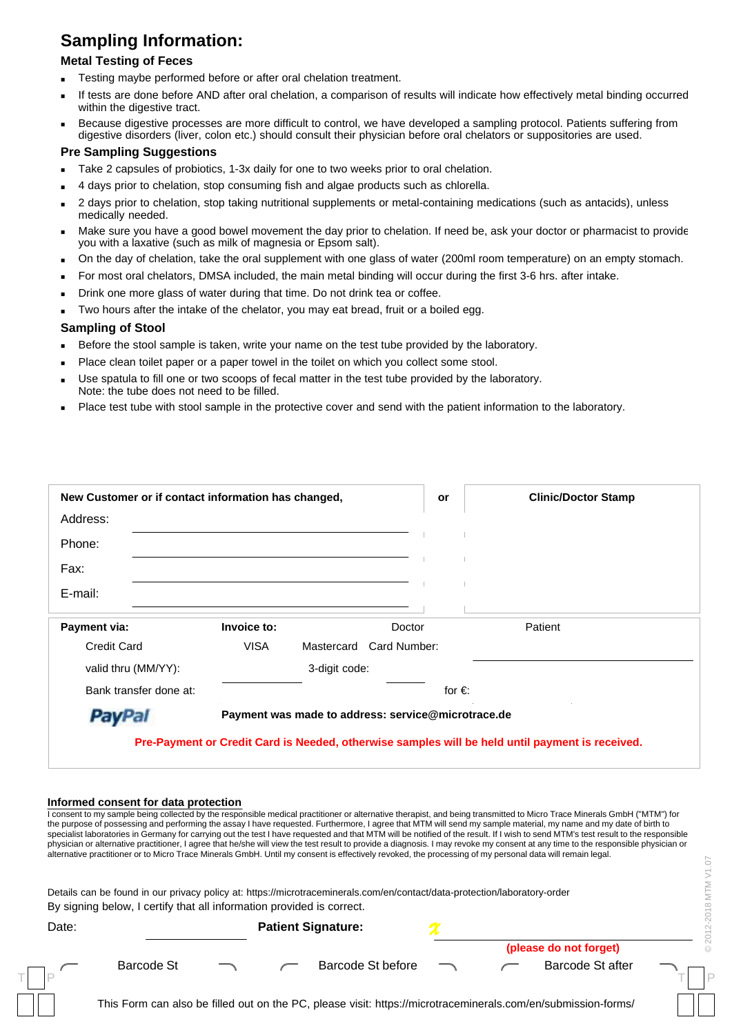# Sampling Information:

### Metal Testing of Feces

- Testing maybe performed before or after oral chelation treatment.
- If tests are done before AND after oral chelation, a comparison of results will indicate how effectively metal binding occurred within the digestive tract.
- Because digestive processes are more difficult to control, we have developed a sampling protocol. Patients suffering from digestive disorders (liver, colon etc.) should consult their physician before oral chelators or suppositories are used.

### Pre Sampling Suggestions

- Take 2 capsules of probiotics, 1-3x daily for one to two weeks prior to oral chelation.
- 4 days prior to chelation, stop consuming fish and algae products such as chlorella.
- 2 days prior to chelation, stop taking nutritional supplements or metal-containing medications (such as antacids), unless medically needed.
- Make sure you have a good bowel movement the day prior to chelation. If need be, ask your doctor or pharmacist to provide you with a laxative (such as milk of magnesia or Epsom salt).
- On the day of chelation, take the oral supplement with one glass of water (200ml room temperature) on an empty stomach.
- For most oral chelators, DMSA included, the main metal binding will occur during the first 3-6 hrs. after intake.
- Drink one more glass of water during that time. Do not drink tea or coffee.
- Two hours after the intake of the chelator, you may eat bread, fruit or a boiled egg.

### Sampling of Stool

- Before the stool sample is taken, write your name on the test tube provided by the laboratory.
- Place clean toilet paper or a paper towel in the toilet on which you collect some stool.
- Use spatula to fill one or two scoops of fecal matter in the test tube provided by the laboratory.
  Note: the tube does not need to be filled.
- Place test tube with stool sample in the protective cover and send with the patient information to the laboratory.

| **New Customer or if contact information has changed,** | | **or** | **Clinic/Doctor Stamp** |
|---|---|---|---|
| Address: | | | |
| Phone: | | | |
| Fax: | | | |
| E-mail: | | | |

**Payment via:** **Invoice to:** Doctor Patient

Credit Card VISA Mastercard Card Number: ____________

valid thru (MM/YY): ________ 3-digit code: ________

Bank transfer done at: ____________ for €: ________

PayPal **Payment was made to address: service@microtrace.de**

**Pre-Payment or Credit Card is Needed, otherwise samples will be held until payment is received.**

**Informed consent for data protection**

I consent to my sample being collected by the responsible medical practitioner or alternative therapist, and being transmitted to Micro Trace Minerals GmbH ("MTM") for the purpose of possessing and performing the assay I have requested. Furthermore, I agree that MTM will send my sample material, my name and my date of birth to specialist laboratories in Germany for carrying out the test I have requested and that MTM will be notified of the result. If I wish to send MTM's test result to the responsible physician or alternative practitioner, I agree that he/she will view the test result to provide a diagnosis. I may revoke my consent at any time to the responsible physician or alternative practitioner or to Micro Trace Minerals GmbH. Until my consent is effectively revoked, the processing of my personal data will remain legal.

Details can be found in our privacy policy at: https://microtraceminerals.com/en/contact/data-protection/laboratory-order

By signing below, I certify that all information provided is correct.

Date: ____________ **Patient Signature:** X ____________________

**(please do not forget)**

Barcode St Barcode St before Barcode St after

This Form can also be filled out on the PC, please visit: https://microtraceminerals.com/en/submission-forms/